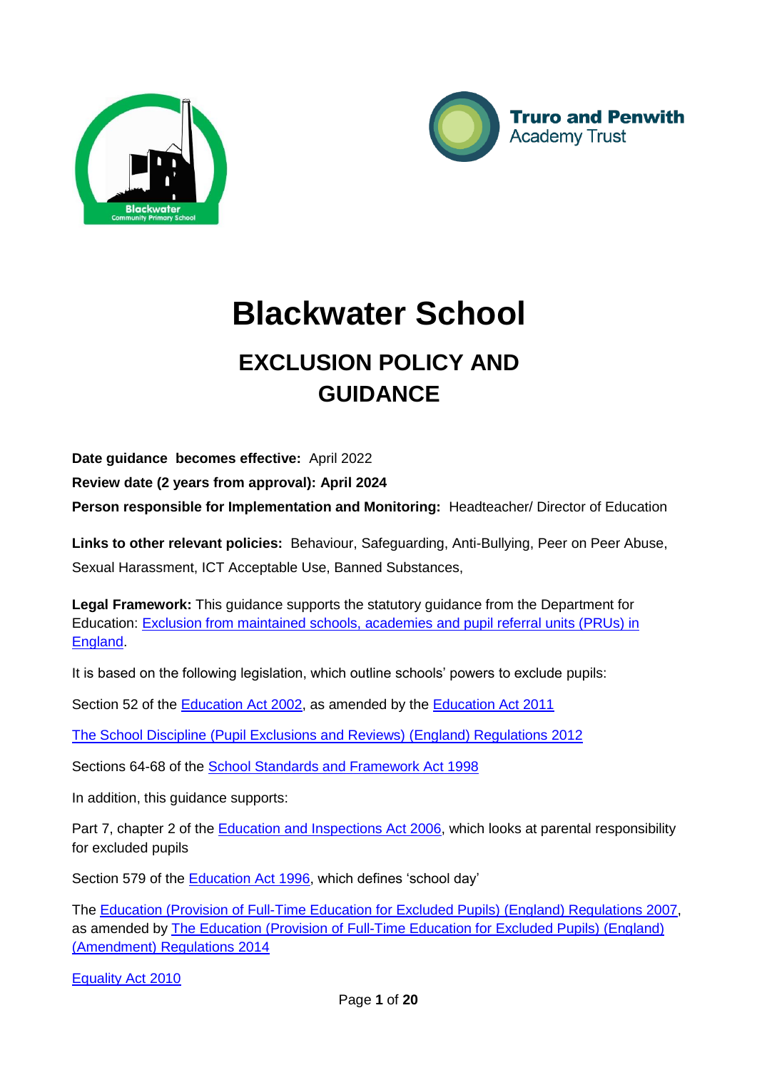# Blackwater School

## EXCLUSION POLICY AND GUIDANCE

**Date guidance becomes effective:** April 2022

**Review date (2 years from approval): April 2024**

**Person responsible for Implementation and Monitoring:** Headteacher/ Director of Education

**Links to other relevant policies:** Behaviour, Safeguarding, Anti-Bullying, Peer on Peer Abuse, Sexual Harassment, ICT Acceptable Use, Banned Substances,

**Legal Framework:** This guidance supports the statutory guidance from the Department for Education: [Exclusion from maintained schools, academies and pupil referral units (PRUs) in England](Exclusion from maintained schools, academies and pupil referral units (PRUs) in England).

It is based on the following legislation, which outline schools' powers to exclude pupils:

Section 52 of the [Education Act 2002](Education Act 2002), as amended by the [Education Act 2011](Education Act 2011)

[The School Discipline (Pupil Exclusions and Reviews) (England) Regulations 2012](The School Discipline (Pupil Exclusions and Reviews) (England) Regulations 2012)

Sections 64-68 of the [School Standards and Framework Act 1998](School Standards and Framework Act 1998)

In addition, this guidance supports:

Part 7, chapter 2 of the [Education and Inspections Act 2006](Education and Inspections Act 2006), which looks at parental responsibility for excluded pupils

Section 579 of the [Education Act 1996](Education Act 1996), which defines 'school day'

The [Education (Provision of Full-Time Education for Excluded Pupils) (England) Regulations 2007](Education (Provision of Full-Time Education for Excluded Pupils) (England) Regulations 2007), as amended by [The Education (Provision of Full-Time Education for Excluded Pupils) (England) (Amendment) Regulations 2014](The Education (Provision of Full-Time Education for Excluded Pupils) (England) (Amendment) Regulations 2014)

[Equality Act 2010](Equality Act 2010)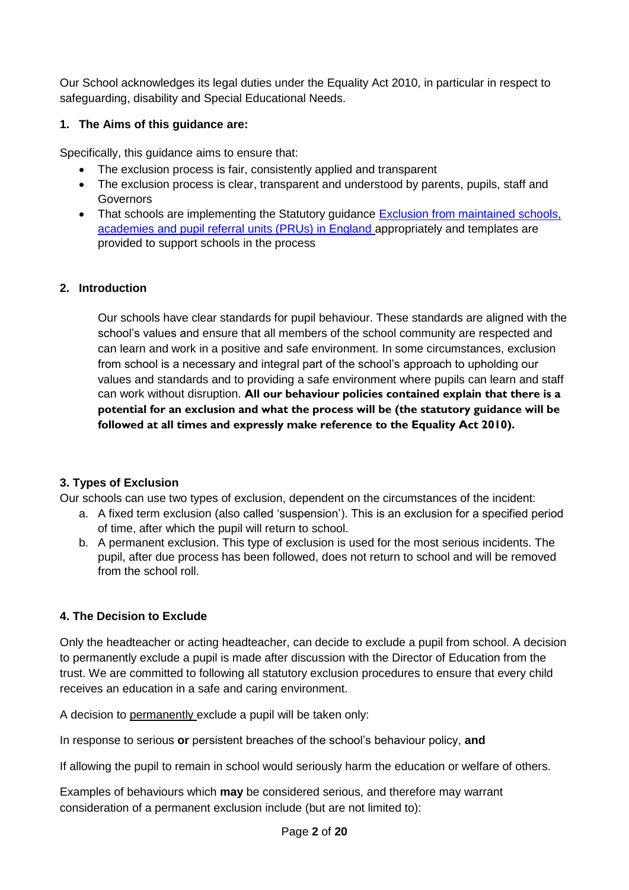Our School acknowledges its legal duties under the Equality Act 2010, in particular in respect to safeguarding, disability and Special Educational Needs.

## 1. The Aims of this guidance are:

Specifically, this guidance aims to ensure that:

- The exclusion process is fair, consistently applied and transparent
- The exclusion process is clear, transparent and understood by parents, pupils, staff and Governors
- That schools are implementing the Statutory guidance Exclusion from maintained schools, academies and pupil referral units (PRUs) in England appropriately and templates are provided to support schools in the process

## 2. Introduction

Our schools have clear standards for pupil behaviour. These standards are aligned with the school's values and ensure that all members of the school community are respected and can learn and work in a positive and safe environment. In some circumstances, exclusion from school is a necessary and integral part of the school's approach to upholding our values and standards and to providing a safe environment where pupils can learn and staff can work without disruption. **All our behaviour policies contained explain that there is a potential for an exclusion and what the process will be (the statutory guidance will be followed at all times and expressly make reference to the Equality Act 2010).**

## 3. Types of Exclusion

Our schools can use two types of exclusion, dependent on the circumstances of the incident:

a. A fixed term exclusion (also called 'suspension'). This is an exclusion for a specified period of time, after which the pupil will return to school.
b. A permanent exclusion. This type of exclusion is used for the most serious incidents. The pupil, after due process has been followed, does not return to school and will be removed from the school roll.

## 4. The Decision to Exclude

Only the headteacher or acting headteacher, can decide to exclude a pupil from school. A decision to permanently exclude a pupil is made after discussion with the Director of Education from the trust. We are committed to following all statutory exclusion procedures to ensure that every child receives an education in a safe and caring environment.

A decision to permanently exclude a pupil will be taken only:

In response to serious **or** persistent breaches of the school's behaviour policy, **and**

If allowing the pupil to remain in school would seriously harm the education or welfare of others.

Examples of behaviours which **may** be considered serious, and therefore may warrant consideration of a permanent exclusion include (but are not limited to):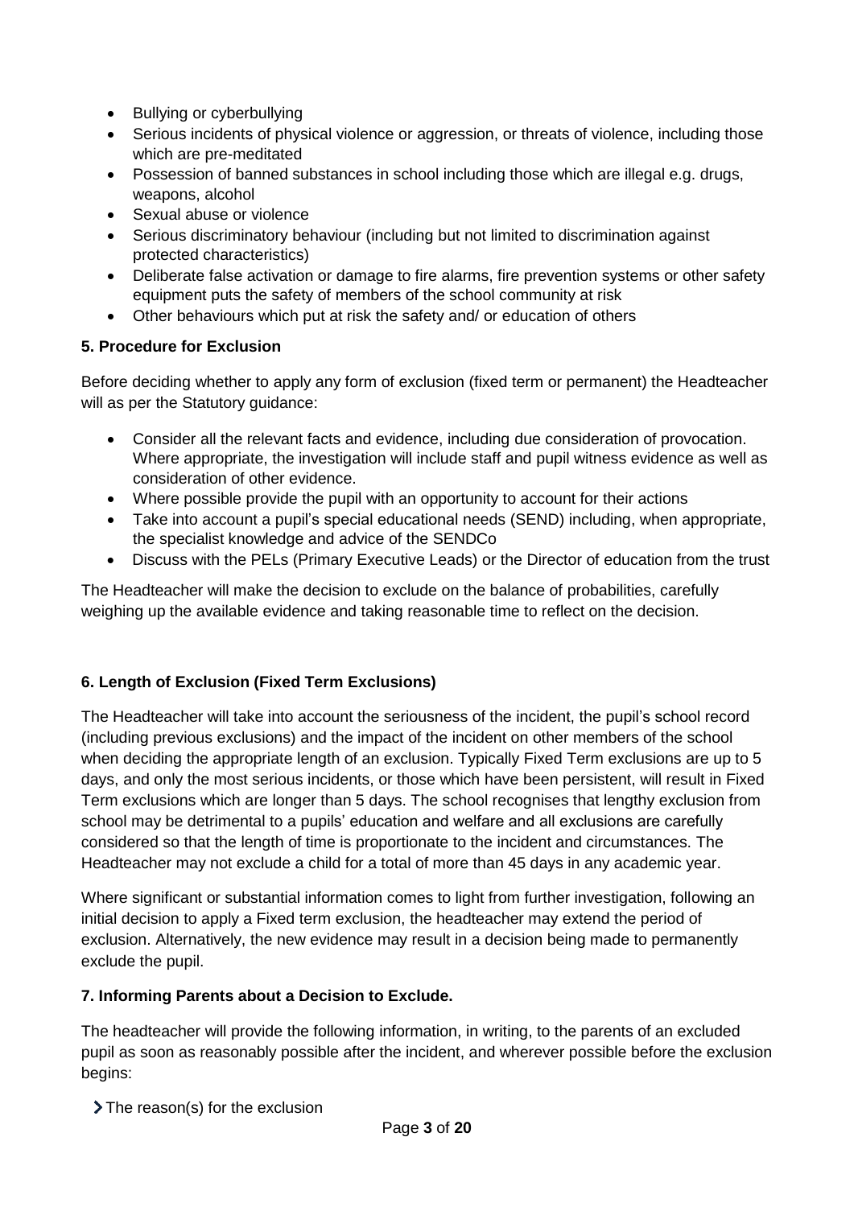- Bullying or cyberbullying
- Serious incidents of physical violence or aggression, or threats of violence, including those which are pre-meditated
- Possession of banned substances in school including those which are illegal e.g. drugs, weapons, alcohol
- Sexual abuse or violence
- Serious discriminatory behaviour (including but not limited to discrimination against protected characteristics)
- Deliberate false activation or damage to fire alarms, fire prevention systems or other safety equipment puts the safety of members of the school community at risk
- Other behaviours which put at risk the safety and/ or education of others

**5. Procedure for Exclusion**

Before deciding whether to apply any form of exclusion (fixed term or permanent) the Headteacher will as per the Statutory guidance:

- Consider all the relevant facts and evidence, including due consideration of provocation. Where appropriate, the investigation will include staff and pupil witness evidence as well as consideration of other evidence.
- Where possible provide the pupil with an opportunity to account for their actions
- Take into account a pupil's special educational needs (SEND) including, when appropriate, the specialist knowledge and advice of the SENDCo
- Discuss with the PELs (Primary Executive Leads) or the Director of education from the trust

The Headteacher will make the decision to exclude on the balance of probabilities, carefully weighing up the available evidence and taking reasonable time to reflect on the decision.

**6. Length of Exclusion (Fixed Term Exclusions)**

The Headteacher will take into account the seriousness of the incident, the pupil's school record (including previous exclusions) and the impact of the incident on other members of the school when deciding the appropriate length of an exclusion. Typically Fixed Term exclusions are up to 5 days, and only the most serious incidents, or those which have been persistent, will result in Fixed Term exclusions which are longer than 5 days. The school recognises that lengthy exclusion from school may be detrimental to a pupils' education and welfare and all exclusions are carefully considered so that the length of time is proportionate to the incident and circumstances. The Headteacher may not exclude a child for a total of more than 45 days in any academic year.

Where significant or substantial information comes to light from further investigation, following an initial decision to apply a Fixed term exclusion, the headteacher may extend the period of exclusion. Alternatively, the new evidence may result in a decision being made to permanently exclude the pupil.

**7. Informing Parents about a Decision to Exclude.**

The headteacher will provide the following information, in writing, to the parents of an excluded pupil as soon as reasonably possible after the incident, and wherever possible before the exclusion begins:

- The reason(s) for the exclusion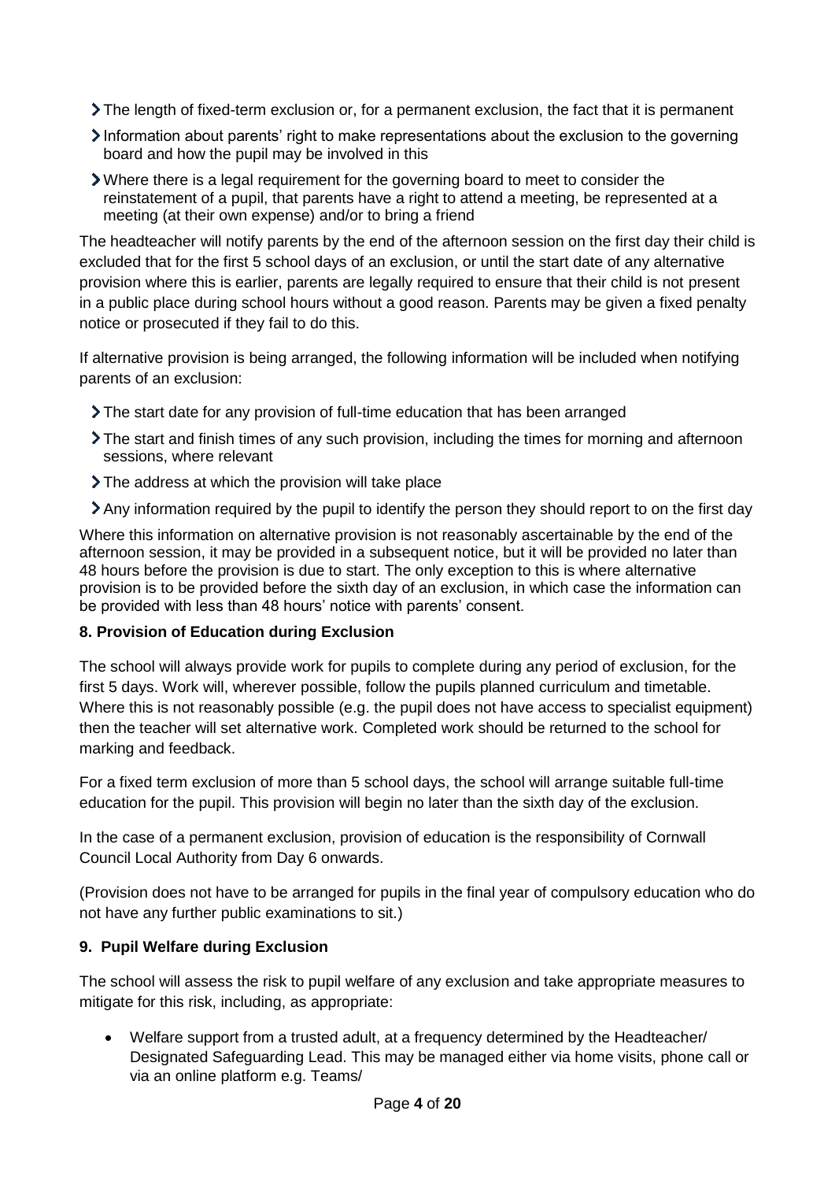- The length of fixed-term exclusion or, for a permanent exclusion, the fact that it is permanent
- Information about parents' right to make representations about the exclusion to the governing board and how the pupil may be involved in this
- Where there is a legal requirement for the governing board to meet to consider the reinstatement of a pupil, that parents have a right to attend a meeting, be represented at a meeting (at their own expense) and/or to bring a friend

The headteacher will notify parents by the end of the afternoon session on the first day their child is excluded that for the first 5 school days of an exclusion, or until the start date of any alternative provision where this is earlier, parents are legally required to ensure that their child is not present in a public place during school hours without a good reason. Parents may be given a fixed penalty notice or prosecuted if they fail to do this.

If alternative provision is being arranged, the following information will be included when notifying parents of an exclusion:

- The start date for any provision of full-time education that has been arranged
- The start and finish times of any such provision, including the times for morning and afternoon sessions, where relevant
- The address at which the provision will take place
- Any information required by the pupil to identify the person they should report to on the first day

Where this information on alternative provision is not reasonably ascertainable by the end of the afternoon session, it may be provided in a subsequent notice, but it will be provided no later than 48 hours before the provision is due to start. The only exception to this is where alternative provision is to be provided before the sixth day of an exclusion, in which case the information can be provided with less than 48 hours' notice with parents' consent.

**8. Provision of Education during Exclusion**

The school will always provide work for pupils to complete during any period of exclusion, for the first 5 days. Work will, wherever possible, follow the pupils planned curriculum and timetable. Where this is not reasonably possible (e.g. the pupil does not have access to specialist equipment) then the teacher will set alternative work. Completed work should be returned to the school for marking and feedback.

For a fixed term exclusion of more than 5 school days, the school will arrange suitable full-time education for the pupil. This provision will begin no later than the sixth day of the exclusion.

In the case of a permanent exclusion, provision of education is the responsibility of Cornwall Council Local Authority from Day 6 onwards.

(Provision does not have to be arranged for pupils in the final year of compulsory education who do not have any further public examinations to sit.)

**9. Pupil Welfare during Exclusion**

The school will assess the risk to pupil welfare of any exclusion and take appropriate measures to mitigate for this risk, including, as appropriate:

- Welfare support from a trusted adult, at a frequency determined by the Headteacher/ Designated Safeguarding Lead. This may be managed either via home visits, phone call or via an online platform e.g. Teams/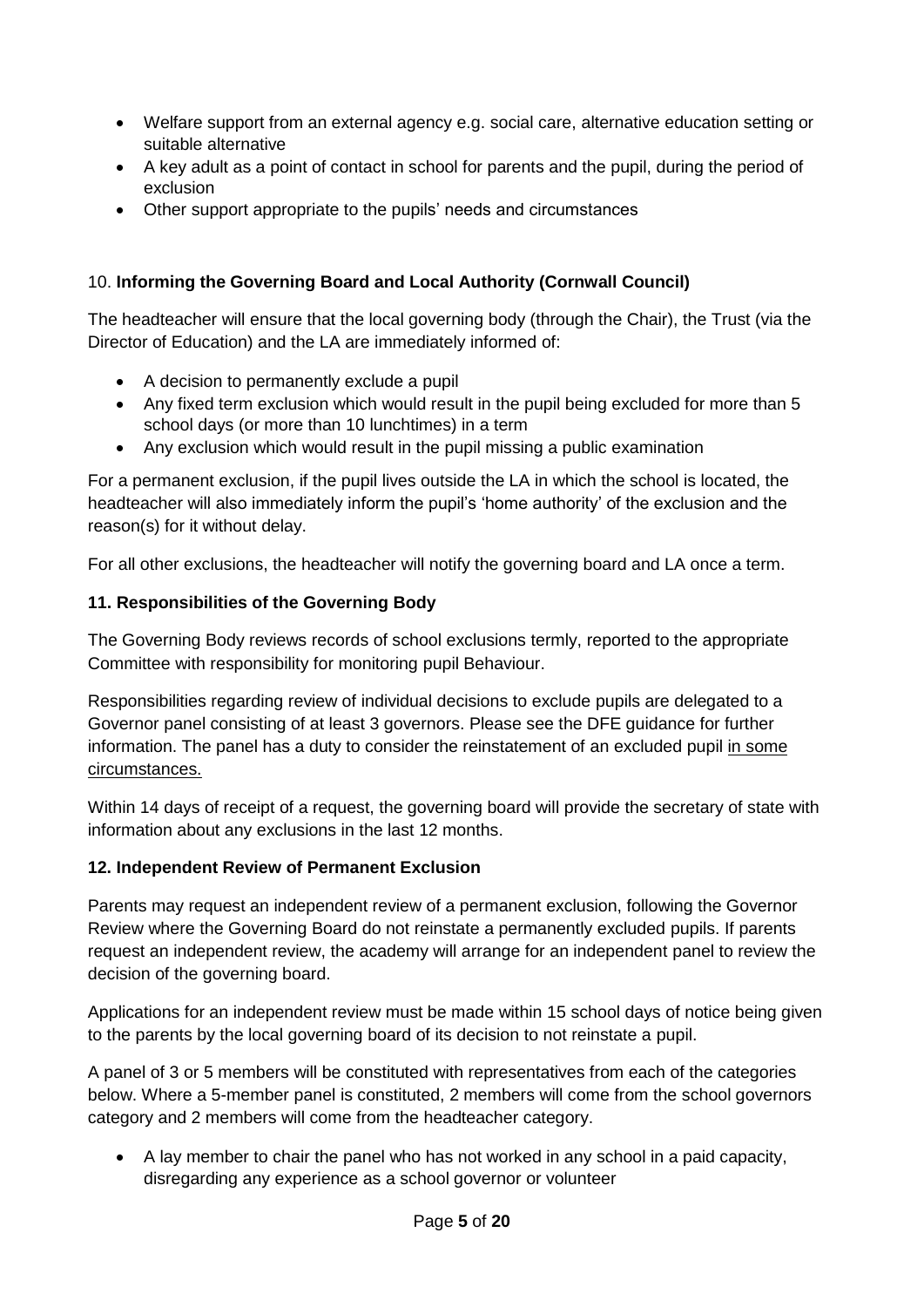- Welfare support from an external agency e.g. social care, alternative education setting or suitable alternative
- A key adult as a point of contact in school for parents and the pupil, during the period of exclusion
- Other support appropriate to the pupils' needs and circumstances

## 10. **Informing the Governing Board and Local Authority (Cornwall Council)**

The headteacher will ensure that the local governing body (through the Chair), the Trust (via the Director of Education) and the LA are immediately informed of:

- A decision to permanently exclude a pupil
- Any fixed term exclusion which would result in the pupil being excluded for more than 5 school days (or more than 10 lunchtimes) in a term
- Any exclusion which would result in the pupil missing a public examination

For a permanent exclusion, if the pupil lives outside the LA in which the school is located, the headteacher will also immediately inform the pupil's 'home authority' of the exclusion and the reason(s) for it without delay.

For all other exclusions, the headteacher will notify the governing board and LA once a term.

## 11. Responsibilities of the Governing Body

The Governing Body reviews records of school exclusions termly, reported to the appropriate Committee with responsibility for monitoring pupil Behaviour.

Responsibilities regarding review of individual decisions to exclude pupils are delegated to a Governor panel consisting of at least 3 governors. Please see the DFE guidance for further information. The panel has a duty to consider the reinstatement of an excluded pupil in some circumstances.

Within 14 days of receipt of a request, the governing board will provide the secretary of state with information about any exclusions in the last 12 months.

## 12. Independent Review of Permanent Exclusion

Parents may request an independent review of a permanent exclusion, following the Governor Review where the Governing Board do not reinstate a permanently excluded pupils. If parents request an independent review, the academy will arrange for an independent panel to review the decision of the governing board.

Applications for an independent review must be made within 15 school days of notice being given to the parents by the local governing board of its decision to not reinstate a pupil.

A panel of 3 or 5 members will be constituted with representatives from each of the categories below. Where a 5-member panel is constituted, 2 members will come from the school governors category and 2 members will come from the headteacher category.

- A lay member to chair the panel who has not worked in any school in a paid capacity, disregarding any experience as a school governor or volunteer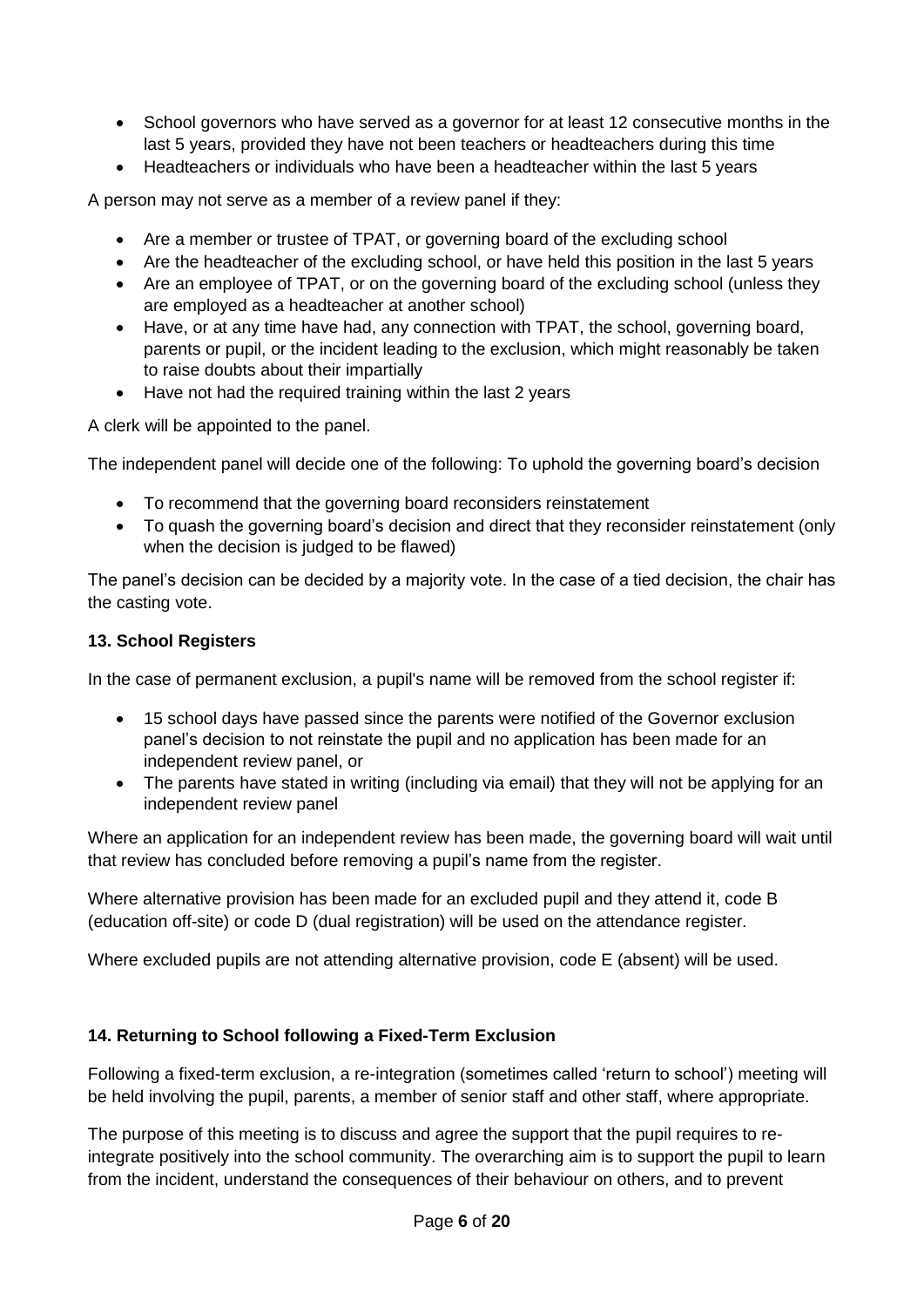- School governors who have served as a governor for at least 12 consecutive months in the last 5 years, provided they have not been teachers or headteachers during this time
- Headteachers or individuals who have been a headteacher within the last 5 years

A person may not serve as a member of a review panel if they:

- Are a member or trustee of TPAT, or governing board of the excluding school
- Are the headteacher of the excluding school, or have held this position in the last 5 years
- Are an employee of TPAT, or on the governing board of the excluding school (unless they are employed as a headteacher at another school)
- Have, or at any time have had, any connection with TPAT, the school, governing board, parents or pupil, or the incident leading to the exclusion, which might reasonably be taken to raise doubts about their impartially
- Have not had the required training within the last 2 years

A clerk will be appointed to the panel.

The independent panel will decide one of the following: To uphold the governing board's decision

- To recommend that the governing board reconsiders reinstatement
- To quash the governing board's decision and direct that they reconsider reinstatement (only when the decision is judged to be flawed)

The panel's decision can be decided by a majority vote. In the case of a tied decision, the chair has the casting vote.

**13. School Registers**

In the case of permanent exclusion, a pupil's name will be removed from the school register if:

- 15 school days have passed since the parents were notified of the Governor exclusion panel's decision to not reinstate the pupil and no application has been made for an independent review panel, or
- The parents have stated in writing (including via email) that they will not be applying for an independent review panel

Where an application for an independent review has been made, the governing board will wait until that review has concluded before removing a pupil's name from the register.

Where alternative provision has been made for an excluded pupil and they attend it, code B (education off-site) or code D (dual registration) will be used on the attendance register.

Where excluded pupils are not attending alternative provision, code E (absent) will be used.

**14. Returning to School following a Fixed-Term Exclusion**

Following a fixed-term exclusion, a re-integration (sometimes called 'return to school') meeting will be held involving the pupil, parents, a member of senior staff and other staff, where appropriate.

The purpose of this meeting is to discuss and agree the support that the pupil requires to re-integrate positively into the school community. The overarching aim is to support the pupil to learn from the incident, understand the consequences of their behaviour on others, and to prevent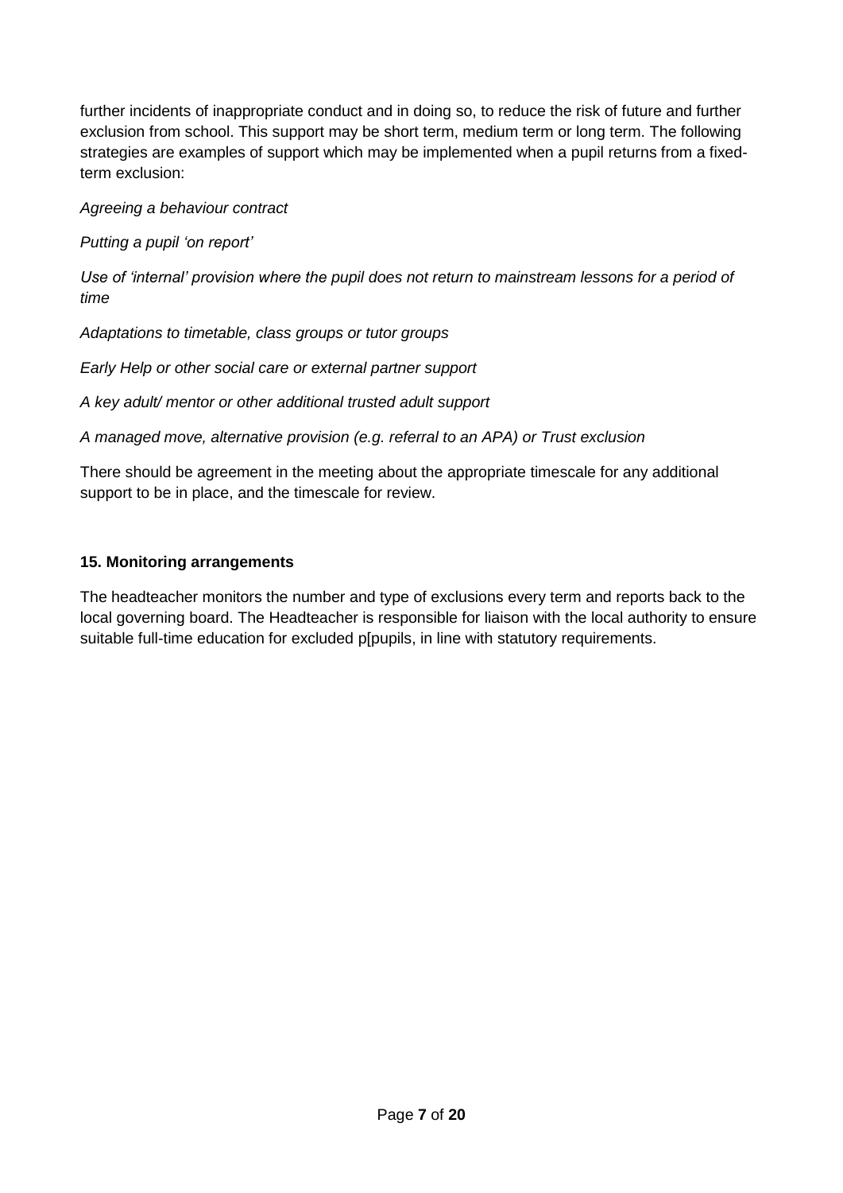further incidents of inappropriate conduct and in doing so, to reduce the risk of future and further exclusion from school. This support may be short term, medium term or long term. The following strategies are examples of support which may be implemented when a pupil returns from a fixed-term exclusion:

*Agreeing a behaviour contract*

*Putting a pupil 'on report'*

*Use of 'internal' provision where the pupil does not return to mainstream lessons for a period of time*

*Adaptations to timetable, class groups or tutor groups*

*Early Help or other social care or external partner support*

*A key adult/ mentor or other additional trusted adult support*

*A managed move, alternative provision (e.g. referral to an APA) or Trust exclusion*

There should be agreement in the meeting about the appropriate timescale for any additional support to be in place, and the timescale for review.

**15. Monitoring arrangements**

The headteacher monitors the number and type of exclusions every term and reports back to the local governing board. The Headteacher is responsible for liaison with the local authority to ensure suitable full-time education for excluded p[pupils, in line with statutory requirements.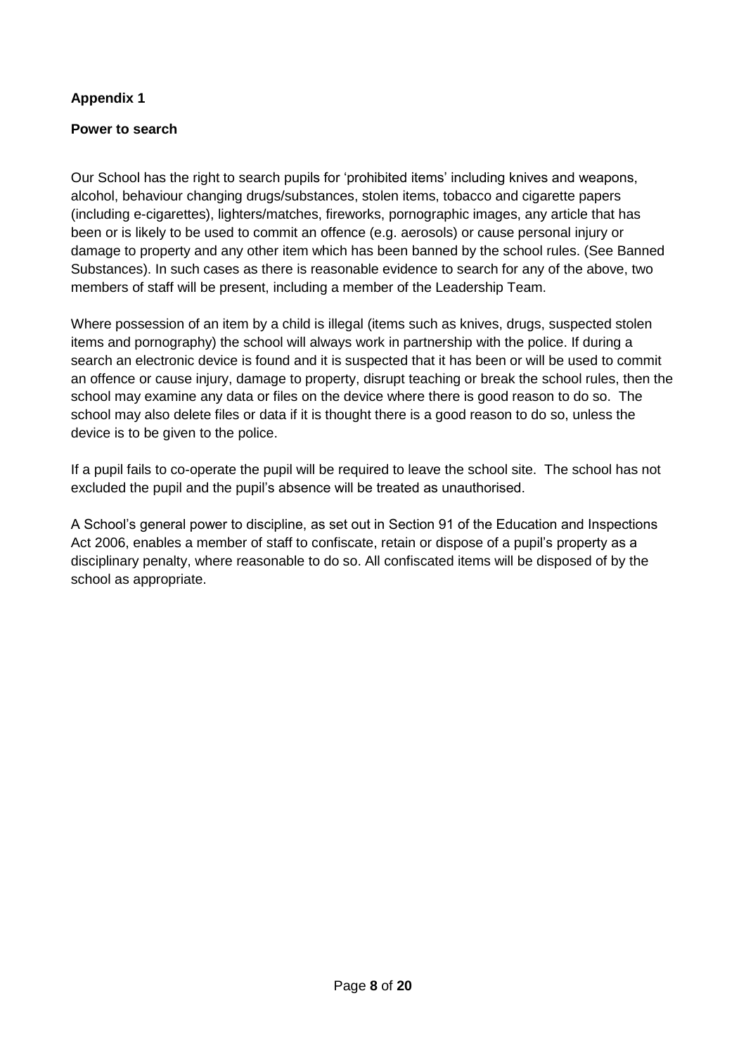**Appendix 1**

**Power to search**

Our School has the right to search pupils for 'prohibited items' including knives and weapons, alcohol, behaviour changing drugs/substances, stolen items, tobacco and cigarette papers (including e-cigarettes), lighters/matches, fireworks, pornographic images, any article that has been or is likely to be used to commit an offence (e.g. aerosols) or cause personal injury or damage to property and any other item which has been banned by the school rules. (See Banned Substances). In such cases as there is reasonable evidence to search for any of the above, two members of staff will be present, including a member of the Leadership Team.

Where possession of an item by a child is illegal (items such as knives, drugs, suspected stolen items and pornography) the school will always work in partnership with the police. If during a search an electronic device is found and it is suspected that it has been or will be used to commit an offence or cause injury, damage to property, disrupt teaching or break the school rules, then the school may examine any data or files on the device where there is good reason to do so. The school may also delete files or data if it is thought there is a good reason to do so, unless the device is to be given to the police.

If a pupil fails to co-operate the pupil will be required to leave the school site. The school has not excluded the pupil and the pupil's absence will be treated as unauthorised.

A School's general power to discipline, as set out in Section 91 of the Education and Inspections Act 2006, enables a member of staff to confiscate, retain or dispose of a pupil's property as a disciplinary penalty, where reasonable to do so. All confiscated items will be disposed of by the school as appropriate.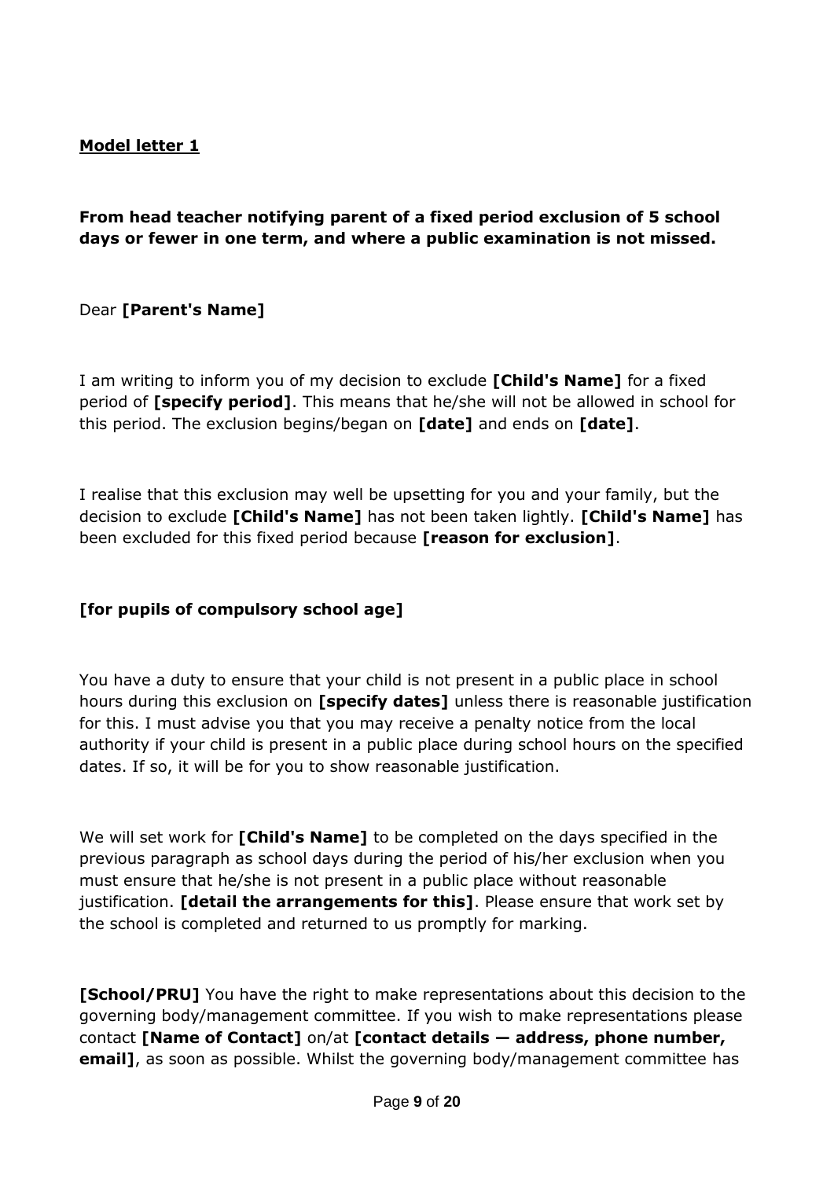**Model letter 1**

**From head teacher notifying parent of a fixed period exclusion of 5 school days or fewer in one term, and where a public examination is not missed.**

Dear **[Parent's Name]**

I am writing to inform you of my decision to exclude **[Child's Name]** for a fixed period of **[specify period]**. This means that he/she will not be allowed in school for this period. The exclusion begins/began on **[date]** and ends on **[date]**.

I realise that this exclusion may well be upsetting for you and your family, but the decision to exclude **[Child's Name]** has not been taken lightly. **[Child's Name]** has been excluded for this fixed period because **[reason for exclusion]**.

**[for pupils of compulsory school age]**

You have a duty to ensure that your child is not present in a public place in school hours during this exclusion on **[specify dates]** unless there is reasonable justification for this. I must advise you that you may receive a penalty notice from the local authority if your child is present in a public place during school hours on the specified dates. If so, it will be for you to show reasonable justification.

We will set work for **[Child's Name]** to be completed on the days specified in the previous paragraph as school days during the period of his/her exclusion when you must ensure that he/she is not present in a public place without reasonable justification. **[detail the arrangements for this]**. Please ensure that work set by the school is completed and returned to us promptly for marking.

**[School/PRU]** You have the right to make representations about this decision to the governing body/management committee. If you wish to make representations please contact **[Name of Contact]** on/at **[contact details — address, phone number, email]**, as soon as possible. Whilst the governing body/management committee has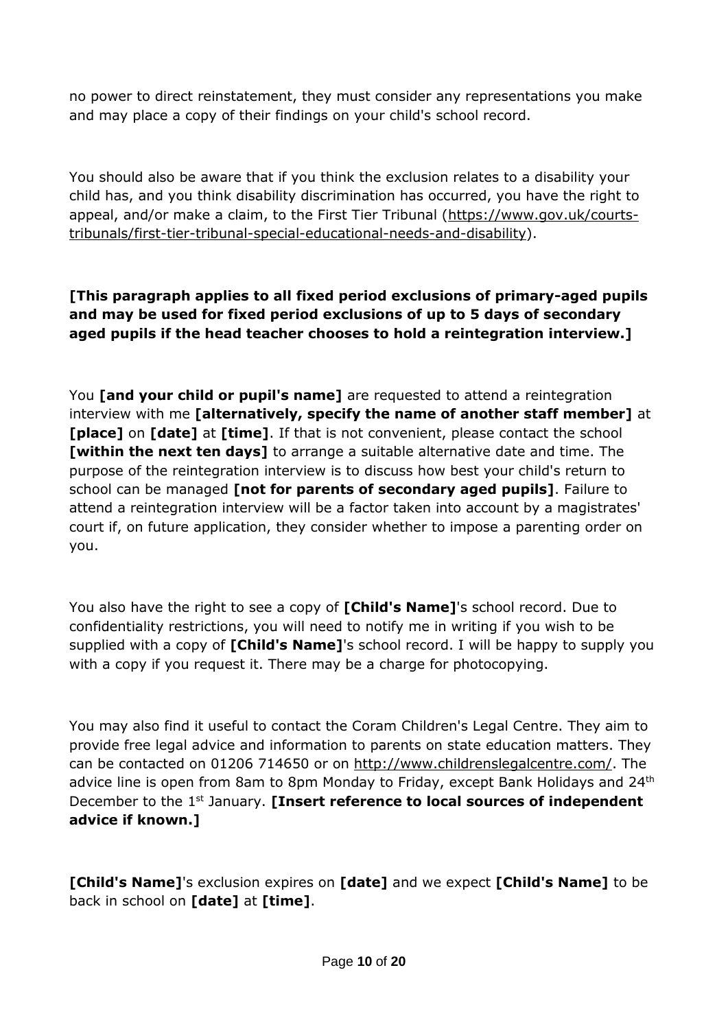no power to direct reinstatement, they must consider any representations you make and may place a copy of their findings on your child's school record.

You should also be aware that if you think the exclusion relates to a disability your child has, and you think disability discrimination has occurred, you have the right to appeal, and/or make a claim, to the First Tier Tribunal (https://www.gov.uk/courts-tribunals/first-tier-tribunal-special-educational-needs-and-disability).

**[This paragraph applies to all fixed period exclusions of primary-aged pupils and may be used for fixed period exclusions of up to 5 days of secondary aged pupils if the head teacher chooses to hold a reintegration interview.]**

You **[and your child or pupil's name]** are requested to attend a reintegration interview with me **[alternatively, specify the name of another staff member]** at **[place]** on **[date]** at **[time]**. If that is not convenient, please contact the school **[within the next ten days]** to arrange a suitable alternative date and time. The purpose of the reintegration interview is to discuss how best your child's return to school can be managed **[not for parents of secondary aged pupils]**. Failure to attend a reintegration interview will be a factor taken into account by a magistrates' court if, on future application, they consider whether to impose a parenting order on you.

You also have the right to see a copy of **[Child's Name]**'s school record. Due to confidentiality restrictions, you will need to notify me in writing if you wish to be supplied with a copy of **[Child's Name]**'s school record. I will be happy to supply you with a copy if you request it. There may be a charge for photocopying.

You may also find it useful to contact the Coram Children's Legal Centre. They aim to provide free legal advice and information to parents on state education matters. They can be contacted on 01206 714650 or on http://www.childrenslegalcentre.com/. The advice line is open from 8am to 8pm Monday to Friday, except Bank Holidays and 24th December to the 1st January. **[Insert reference to local sources of independent advice if known.]**

**[Child's Name]**'s exclusion expires on **[date]** and we expect **[Child's Name]** to be back in school on **[date]** at **[time]**.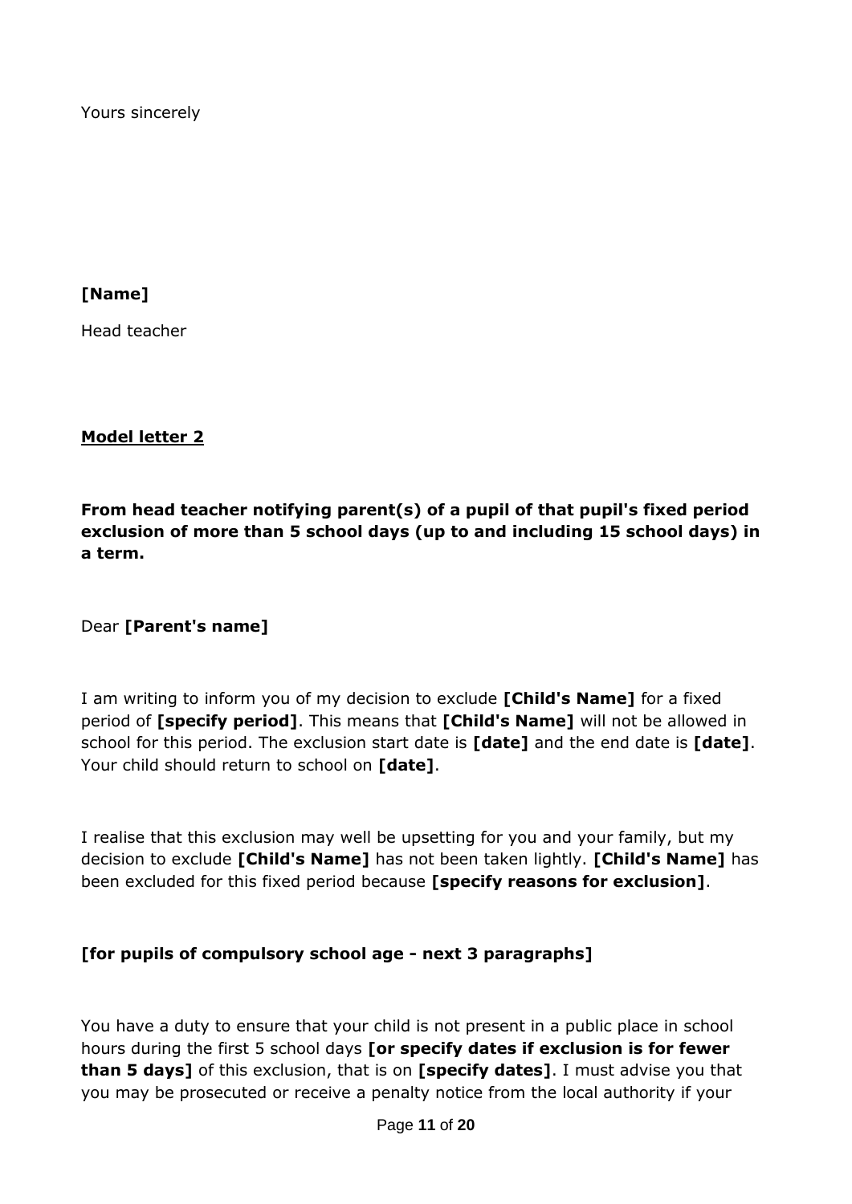Yours sincerely

**[Name]**

Head teacher

**Model letter 2**

**From head teacher notifying parent(s) of a pupil of that pupil's fixed period exclusion of more than 5 school days (up to and including 15 school days) in a term.**

Dear **[Parent's name]**

I am writing to inform you of my decision to exclude **[Child's Name]** for a fixed period of **[specify period]**. This means that **[Child's Name]** will not be allowed in school for this period. The exclusion start date is **[date]** and the end date is **[date]**. Your child should return to school on **[date]**.

I realise that this exclusion may well be upsetting for you and your family, but my decision to exclude **[Child's Name]** has not been taken lightly. **[Child's Name]** has been excluded for this fixed period because **[specify reasons for exclusion]**.

**[for pupils of compulsory school age - next 3 paragraphs]**

You have a duty to ensure that your child is not present in a public place in school hours during the first 5 school days **[or specify dates if exclusion is for fewer than 5 days]** of this exclusion, that is on **[specify dates]**. I must advise you that you may be prosecuted or receive a penalty notice from the local authority if your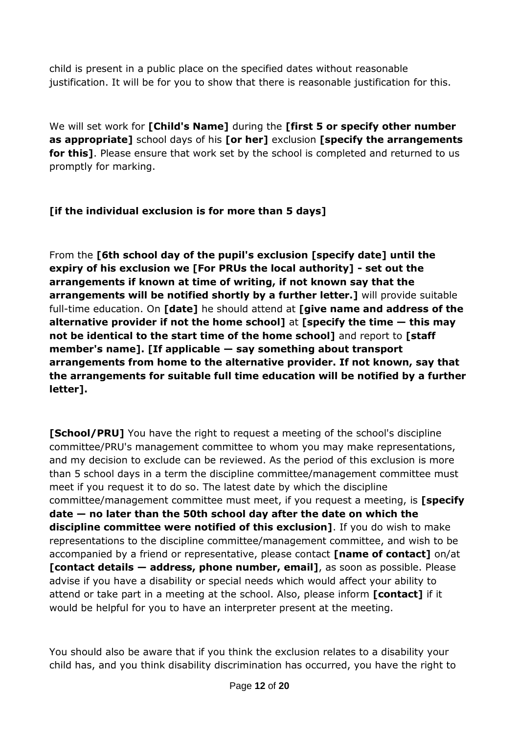child is present in a public place on the specified dates without reasonable justification. It will be for you to show that there is reasonable justification for this.

We will set work for **[Child's Name]** during the **[first 5 or specify other number as appropriate]** school days of his **[or her]** exclusion **[specify the arrangements for this]**. Please ensure that work set by the school is completed and returned to us promptly for marking.

**[if the individual exclusion is for more than 5 days]**

From the **[6th school day of the pupil's exclusion [specify date] until the expiry of his exclusion we [For PRUs the local authority] - set out the arrangements if known at time of writing, if not known say that the arrangements will be notified shortly by a further letter.]** will provide suitable full-time education. On **[date]** he should attend at **[give name and address of the alternative provider if not the home school]** at **[specify the time — this may not be identical to the start time of the home school]** and report to **[staff member's name]. [If applicable — say something about transport arrangements from home to the alternative provider. If not known, say that the arrangements for suitable full time education will be notified by a further letter].**

**[School/PRU]** You have the right to request a meeting of the school's discipline committee/PRU's management committee to whom you may make representations, and my decision to exclude can be reviewed. As the period of this exclusion is more than 5 school days in a term the discipline committee/management committee must meet if you request it to do so. The latest date by which the discipline committee/management committee must meet, if you request a meeting, is **[specify date — no later than the 50th school day after the date on which the discipline committee were notified of this exclusion]**. If you do wish to make representations to the discipline committee/management committee, and wish to be accompanied by a friend or representative, please contact **[name of contact]** on/at **[contact details — address, phone number, email]**, as soon as possible. Please advise if you have a disability or special needs which would affect your ability to attend or take part in a meeting at the school. Also, please inform **[contact]** if it would be helpful for you to have an interpreter present at the meeting.

You should also be aware that if you think the exclusion relates to a disability your child has, and you think disability discrimination has occurred, you have the right to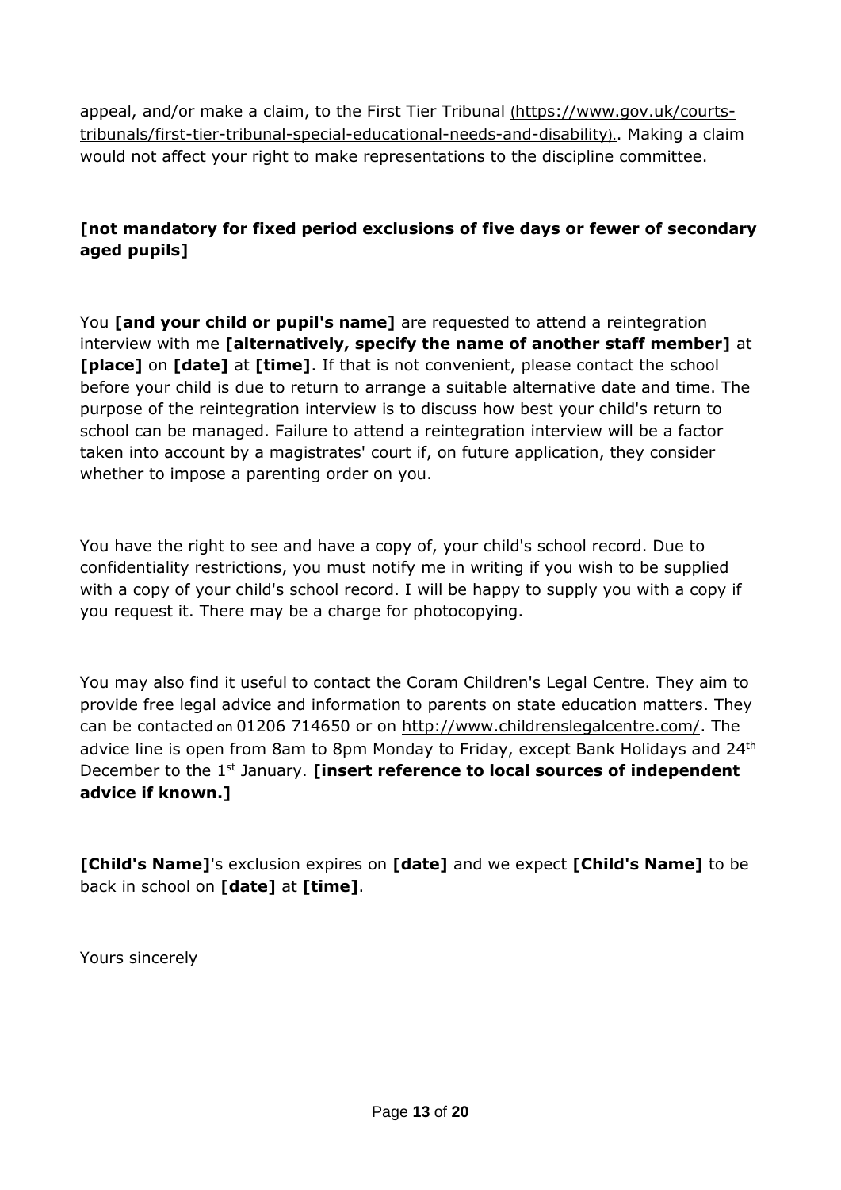appeal, and/or make a claim, to the First Tier Tribunal (https://www.gov.uk/courts-tribunals/first-tier-tribunal-special-educational-needs-and-disability).. Making a claim would not affect your right to make representations to the discipline committee.

**[not mandatory for fixed period exclusions of five days or fewer of secondary aged pupils]**

You **[and your child or pupil's name]** are requested to attend a reintegration interview with me **[alternatively, specify the name of another staff member]** at **[place]** on **[date]** at **[time]**. If that is not convenient, please contact the school before your child is due to return to arrange a suitable alternative date and time. The purpose of the reintegration interview is to discuss how best your child's return to school can be managed. Failure to attend a reintegration interview will be a factor taken into account by a magistrates' court if, on future application, they consider whether to impose a parenting order on you.

You have the right to see and have a copy of, your child's school record. Due to confidentiality restrictions, you must notify me in writing if you wish to be supplied with a copy of your child's school record. I will be happy to supply you with a copy if you request it. There may be a charge for photocopying.

You may also find it useful to contact the Coram Children's Legal Centre. They aim to provide free legal advice and information to parents on state education matters. They can be contacted on 01206 714650 or on http://www.childrenslegalcentre.com/. The advice line is open from 8am to 8pm Monday to Friday, except Bank Holidays and 24th December to the 1st January. **[insert reference to local sources of independent advice if known.]**

**[Child's Name]**'s exclusion expires on **[date]** and we expect **[Child's Name]** to be back in school on **[date]** at **[time]**.

Yours sincerely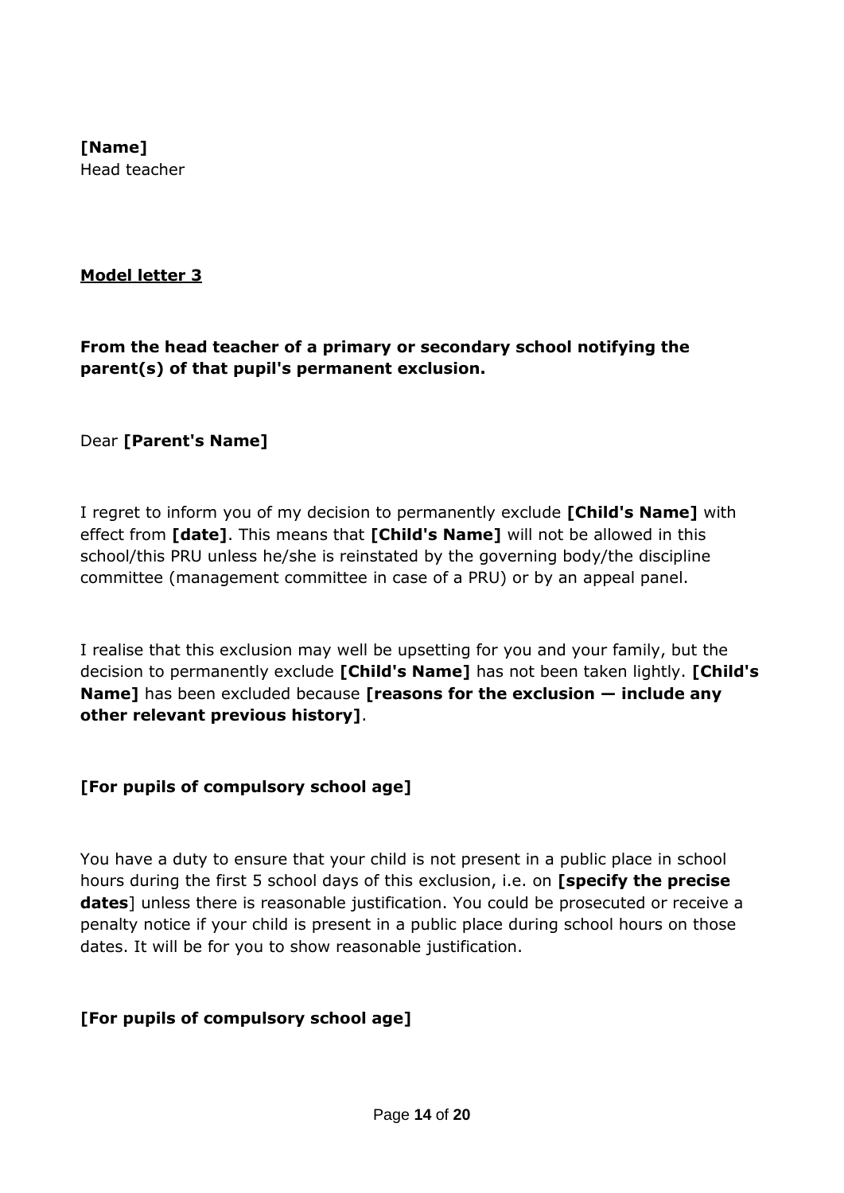**[Name]**
Head teacher

**Model letter 3**

**From the head teacher of a primary or secondary school notifying the parent(s) of that pupil's permanent exclusion.**

Dear **[Parent's Name]**

I regret to inform you of my decision to permanently exclude **[Child's Name]** with effect from **[date]**. This means that **[Child's Name]** will not be allowed in this school/this PRU unless he/she is reinstated by the governing body/the discipline committee (management committee in case of a PRU) or by an appeal panel.

I realise that this exclusion may well be upsetting for you and your family, but the decision to permanently exclude **[Child's Name]** has not been taken lightly. **[Child's Name]** has been excluded because **[reasons for the exclusion — include any other relevant previous history]**.

**[For pupils of compulsory school age]**

You have a duty to ensure that your child is not present in a public place in school hours during the first 5 school days of this exclusion, i.e. on **[specify the precise dates**] unless there is reasonable justification. You could be prosecuted or receive a penalty notice if your child is present in a public place during school hours on those dates. It will be for you to show reasonable justification.

**[For pupils of compulsory school age]**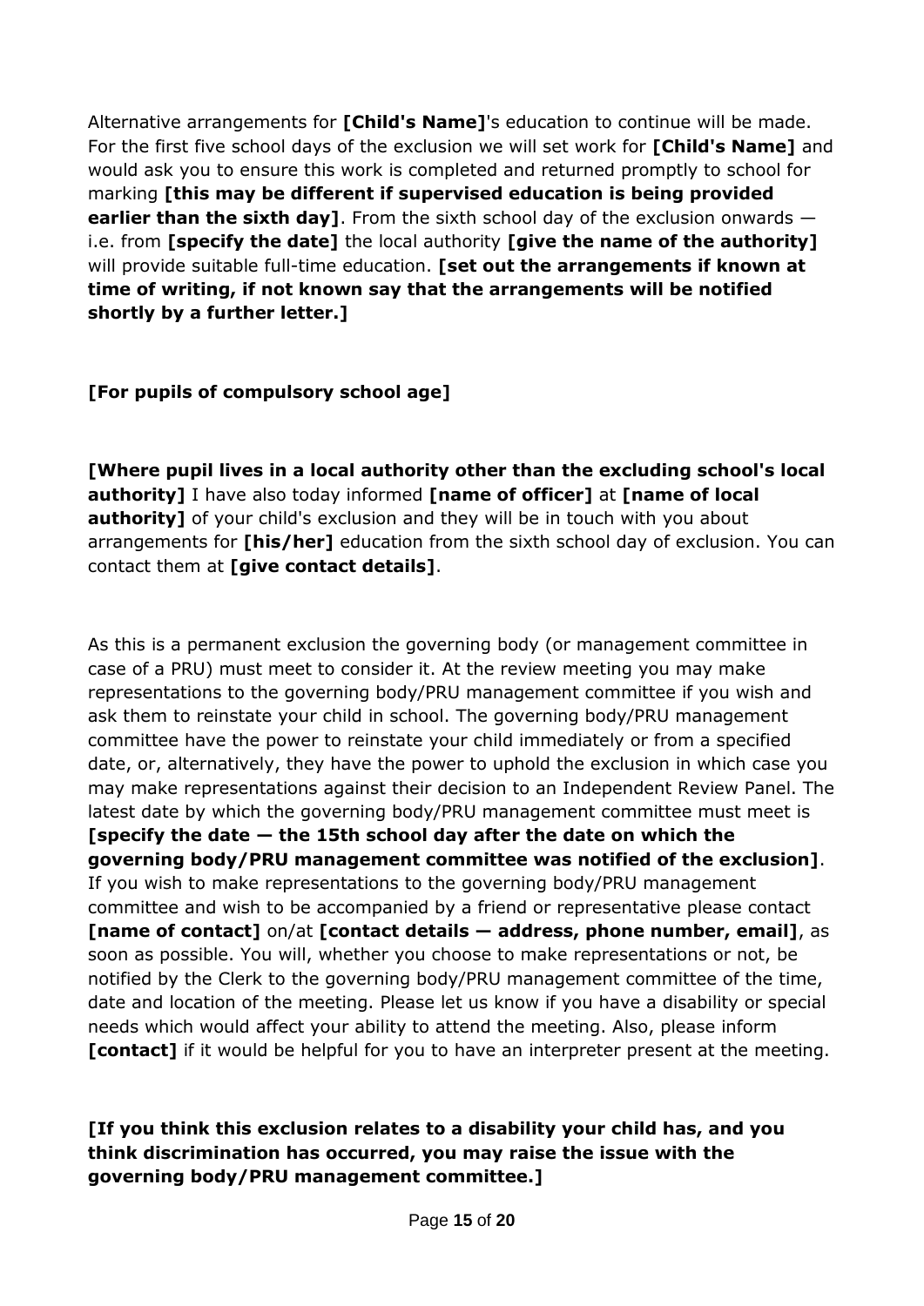Alternative arrangements for **[Child's Name]**'s education to continue will be made. For the first five school days of the exclusion we will set work for **[Child's Name]** and would ask you to ensure this work is completed and returned promptly to school for marking **[this may be different if supervised education is being provided earlier than the sixth day]**. From the sixth school day of the exclusion onwards — i.e. from **[specify the date]** the local authority **[give the name of the authority]** will provide suitable full-time education. **[set out the arrangements if known at time of writing, if not known say that the arrangements will be notified shortly by a further letter.]**

**[For pupils of compulsory school age]**

**[Where pupil lives in a local authority other than the excluding school's local authority]** I have also today informed **[name of officer]** at **[name of local authority]** of your child's exclusion and they will be in touch with you about arrangements for **[his/her]** education from the sixth school day of exclusion. You can contact them at **[give contact details]**.

As this is a permanent exclusion the governing body (or management committee in case of a PRU) must meet to consider it. At the review meeting you may make representations to the governing body/PRU management committee if you wish and ask them to reinstate your child in school. The governing body/PRU management committee have the power to reinstate your child immediately or from a specified date, or, alternatively, they have the power to uphold the exclusion in which case you may make representations against their decision to an Independent Review Panel. The latest date by which the governing body/PRU management committee must meet is **[specify the date — the 15th school day after the date on which the governing body/PRU management committee was notified of the exclusion]**. If you wish to make representations to the governing body/PRU management committee and wish to be accompanied by a friend or representative please contact **[name of contact]** on/at **[contact details — address, phone number, email]**, as soon as possible. You will, whether you choose to make representations or not, be notified by the Clerk to the governing body/PRU management committee of the time, date and location of the meeting. Please let us know if you have a disability or special needs which would affect your ability to attend the meeting. Also, please inform **[contact]** if it would be helpful for you to have an interpreter present at the meeting.

**[If you think this exclusion relates to a disability your child has, and you think discrimination has occurred, you may raise the issue with the governing body/PRU management committee.]**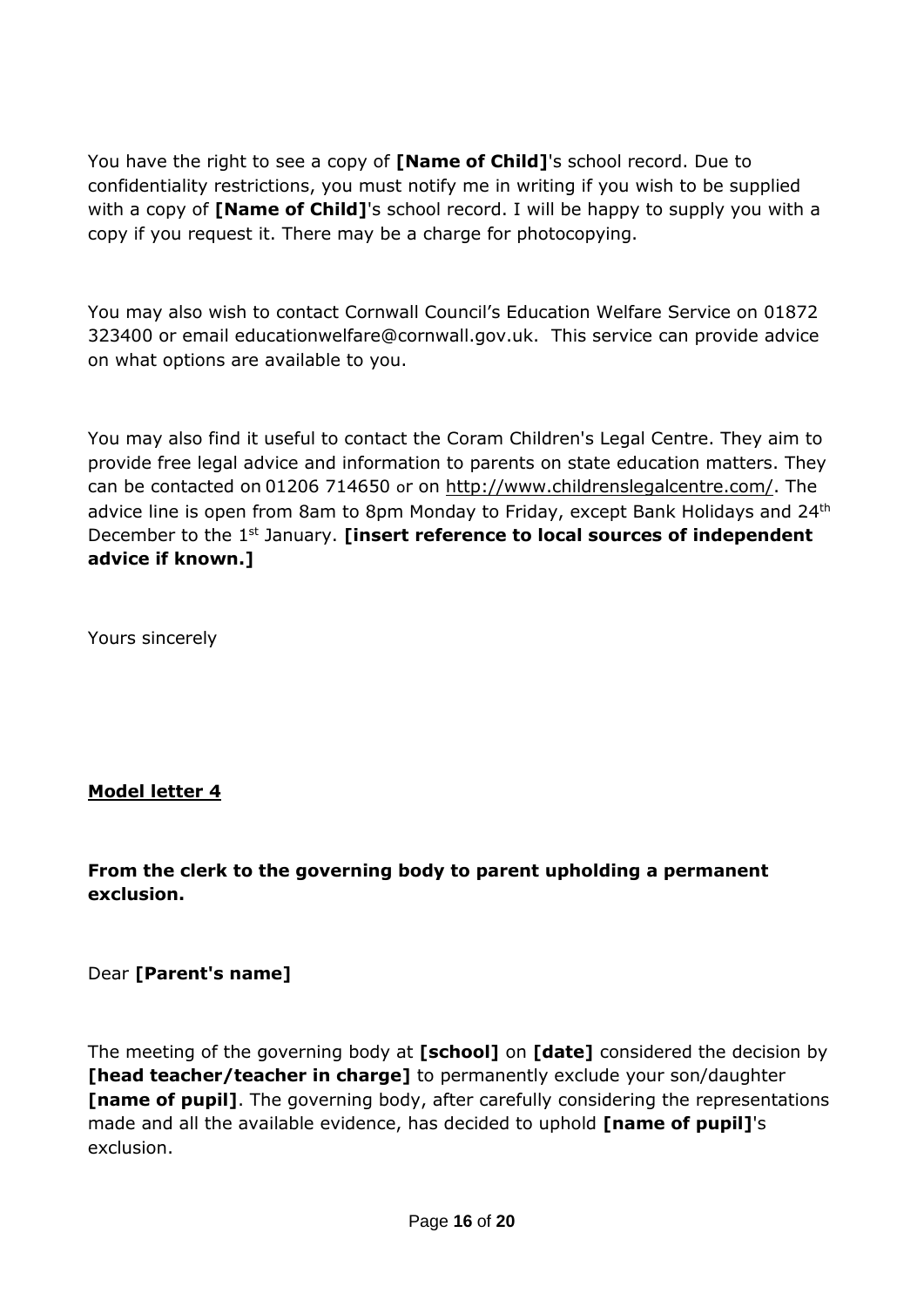You have the right to see a copy of **[Name of Child]**'s school record. Due to confidentiality restrictions, you must notify me in writing if you wish to be supplied with a copy of **[Name of Child]**'s school record. I will be happy to supply you with a copy if you request it. There may be a charge for photocopying.

You may also wish to contact Cornwall Council's Education Welfare Service on 01872 323400 or email educationwelfare@cornwall.gov.uk. This service can provide advice on what options are available to you.

You may also find it useful to contact the Coram Children's Legal Centre. They aim to provide free legal advice and information to parents on state education matters. They can be contacted on 01206 714650 or on http://www.childrenslegalcentre.com/. The advice line is open from 8am to 8pm Monday to Friday, except Bank Holidays and 24th December to the 1st January. **[insert reference to local sources of independent advice if known.]**

Yours sincerely

**Model letter 4**

**From the clerk to the governing body to parent upholding a permanent exclusion.**

Dear **[Parent's name]**

The meeting of the governing body at **[school]** on **[date]** considered the decision by **[head teacher/teacher in charge]** to permanently exclude your son/daughter **[name of pupil]**. The governing body, after carefully considering the representations made and all the available evidence, has decided to uphold **[name of pupil]**'s exclusion.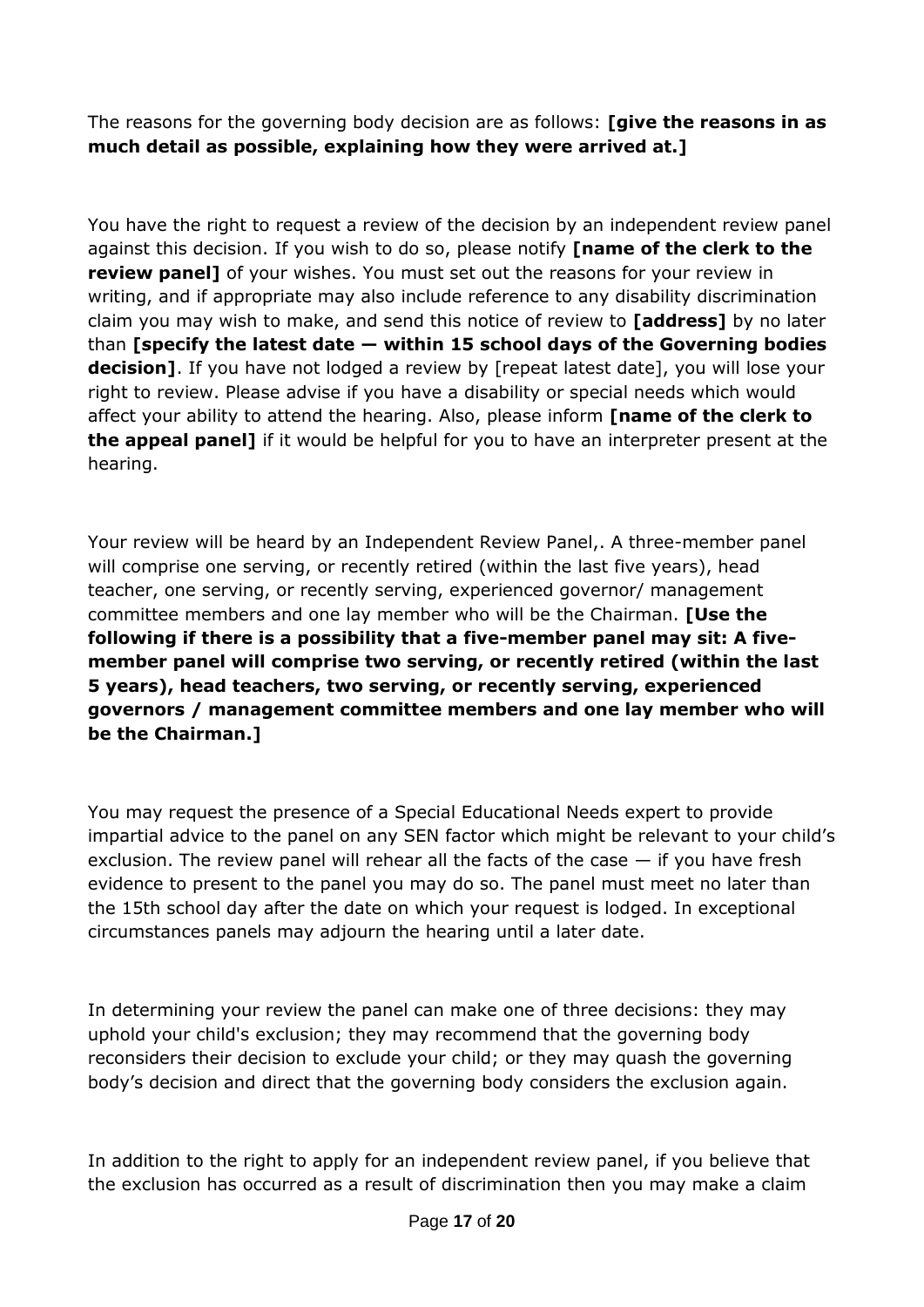The reasons for the governing body decision are as follows: **[give the reasons in as much detail as possible, explaining how they were arrived at.]**

You have the right to request a review of the decision by an independent review panel against this decision. If you wish to do so, please notify **[name of the clerk to the review panel]** of your wishes. You must set out the reasons for your review in writing, and if appropriate may also include reference to any disability discrimination claim you may wish to make, and send this notice of review to **[address]** by no later than **[specify the latest date — within 15 school days of the Governing bodies decision]**. If you have not lodged a review by [repeat latest date], you will lose your right to review. Please advise if you have a disability or special needs which would affect your ability to attend the hearing. Also, please inform **[name of the clerk to the appeal panel]** if it would be helpful for you to have an interpreter present at the hearing.

Your review will be heard by an Independent Review Panel,. A three-member panel will comprise one serving, or recently retired (within the last five years), head teacher, one serving, or recently serving, experienced governor/ management committee members and one lay member who will be the Chairman. **[Use the following if there is a possibility that a five-member panel may sit: A five-member panel will comprise two serving, or recently retired (within the last 5 years), head teachers, two serving, or recently serving, experienced governors / management committee members and one lay member who will be the Chairman.]**

You may request the presence of a Special Educational Needs expert to provide impartial advice to the panel on any SEN factor which might be relevant to your child's exclusion. The review panel will rehear all the facts of the case — if you have fresh evidence to present to the panel you may do so. The panel must meet no later than the 15th school day after the date on which your request is lodged. In exceptional circumstances panels may adjourn the hearing until a later date.

In determining your review the panel can make one of three decisions: they may uphold your child's exclusion; they may recommend that the governing body reconsiders their decision to exclude your child; or they may quash the governing body's decision and direct that the governing body considers the exclusion again.

In addition to the right to apply for an independent review panel, if you believe that the exclusion has occurred as a result of discrimination then you may make a claim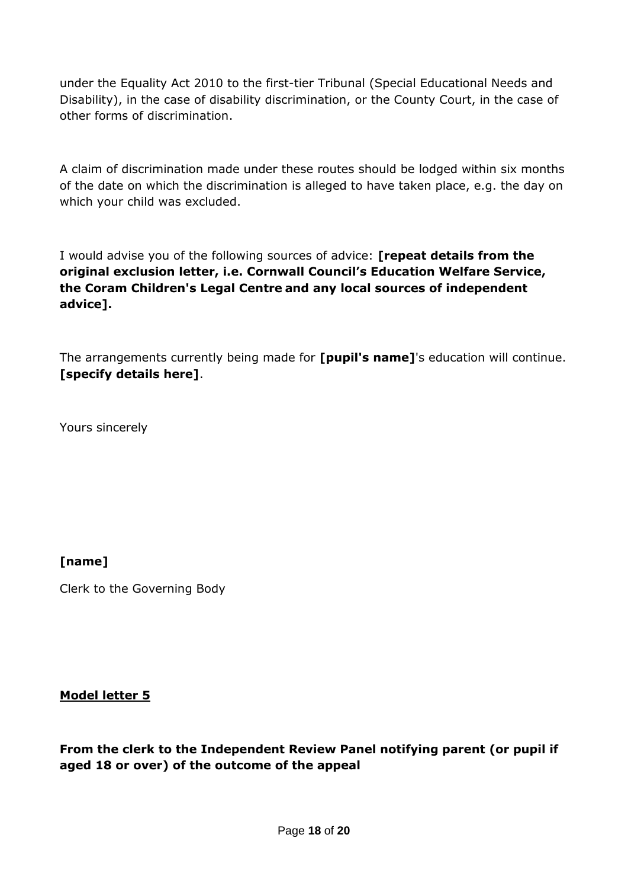under the Equality Act 2010 to the first-tier Tribunal (Special Educational Needs and Disability), in the case of disability discrimination, or the County Court, in the case of other forms of discrimination.

A claim of discrimination made under these routes should be lodged within six months of the date on which the discrimination is alleged to have taken place, e.g. the day on which your child was excluded.

I would advise you of the following sources of advice: **[repeat details from the original exclusion letter, i.e. Cornwall Council's Education Welfare Service, the Coram Children's Legal Centre and any local sources of independent advice].**

The arrangements currently being made for **[pupil's name]**'s education will continue. **[specify details here]**.

Yours sincerely

**[name]**

Clerk to the Governing Body

**Model letter 5**

**From the clerk to the Independent Review Panel notifying parent (or pupil if aged 18 or over) of the outcome of the appeal**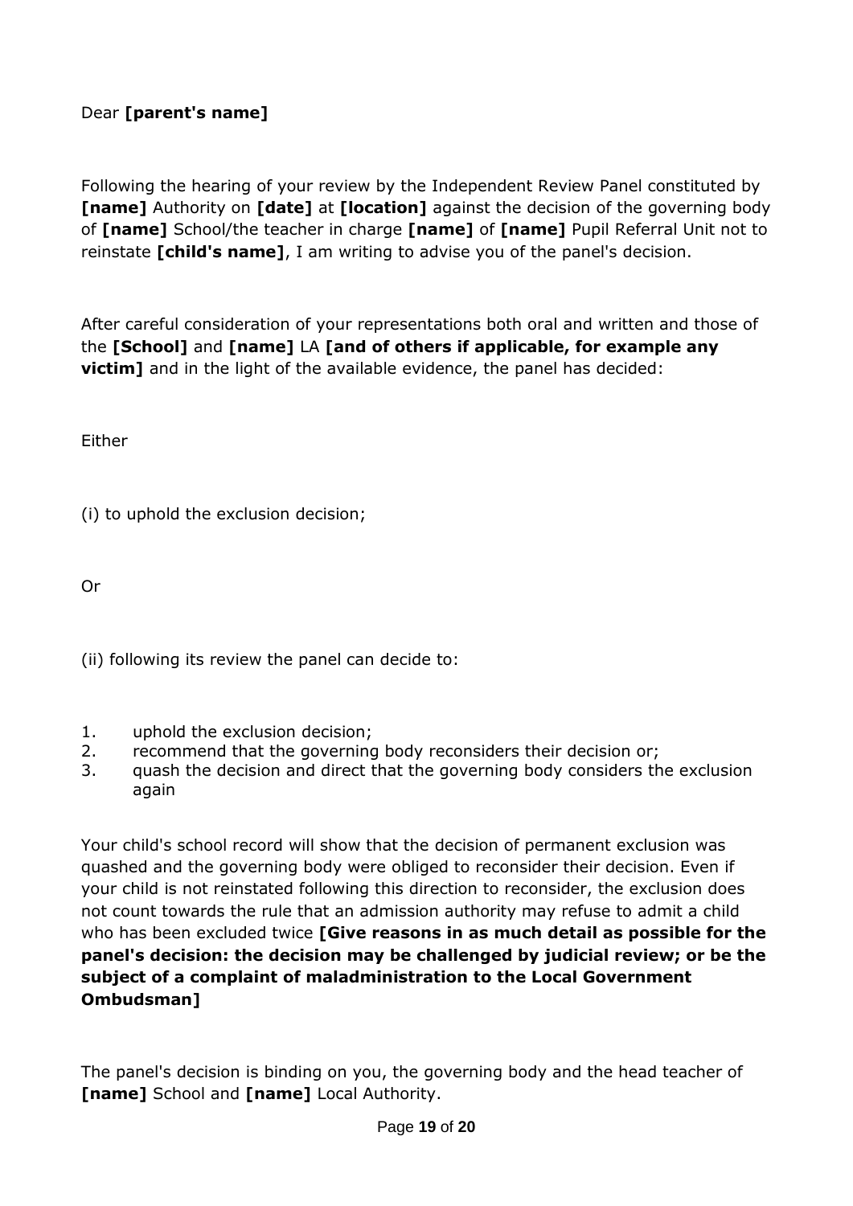Dear **[parent's name]**

Following the hearing of your review by the Independent Review Panel constituted by **[name]** Authority on **[date]** at **[location]** against the decision of the governing body of **[name]** School/the teacher in charge **[name]** of **[name]** Pupil Referral Unit not to reinstate **[child's name]**, I am writing to advise you of the panel's decision.

After careful consideration of your representations both oral and written and those of the **[School]** and **[name]** LA **[and of others if applicable, for example any victim]** and in the light of the available evidence, the panel has decided:

Either

(i) to uphold the exclusion decision;

Or

(ii) following its review the panel can decide to:

1. uphold the exclusion decision;
2. recommend that the governing body reconsiders their decision or;
3. quash the decision and direct that the governing body considers the exclusion again

Your child's school record will show that the decision of permanent exclusion was quashed and the governing body were obliged to reconsider their decision. Even if your child is not reinstated following this direction to reconsider, the exclusion does not count towards the rule that an admission authority may refuse to admit a child who has been excluded twice **[Give reasons in as much detail as possible for the panel's decision: the decision may be challenged by judicial review; or be the subject of a complaint of maladministration to the Local Government Ombudsman]**

The panel's decision is binding on you, the governing body and the head teacher of **[name]** School and **[name]** Local Authority.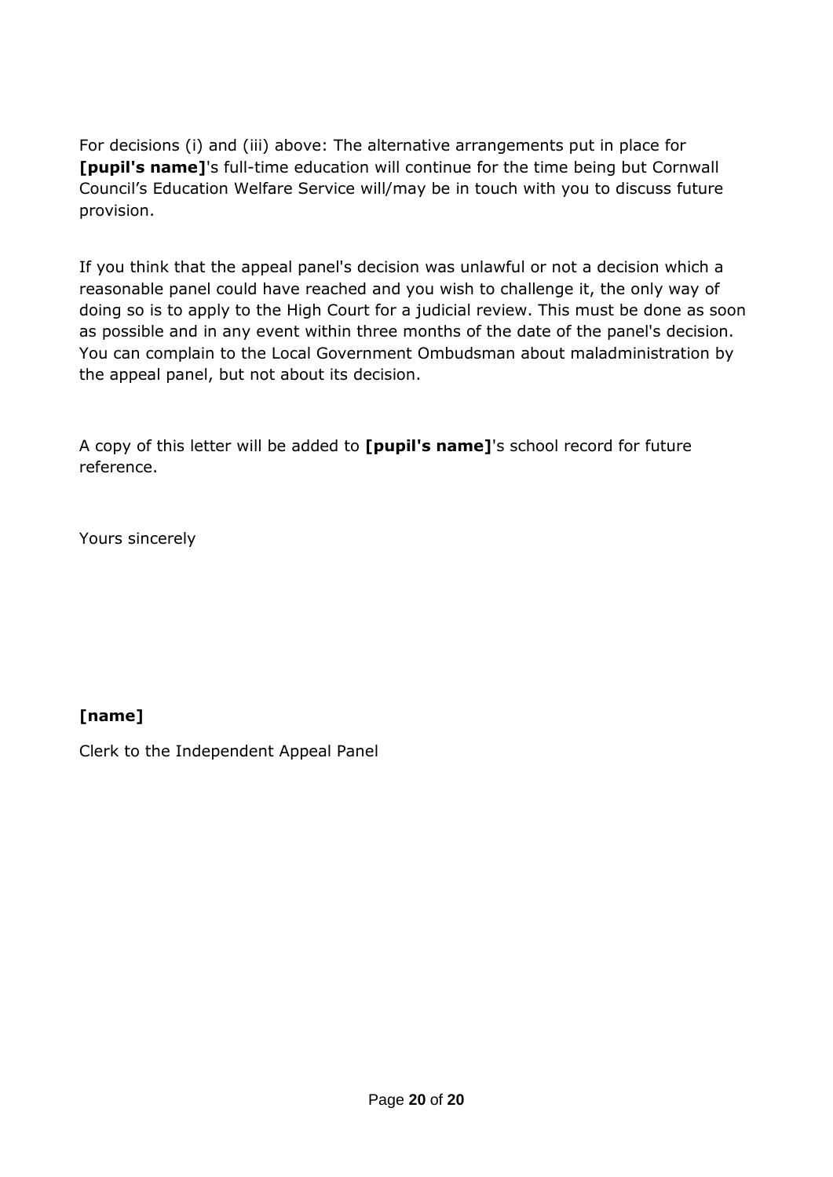For decisions (i) and (iii) above: The alternative arrangements put in place for **[pupil's name]**'s full-time education will continue for the time being but Cornwall Council's Education Welfare Service will/may be in touch with you to discuss future provision.

If you think that the appeal panel's decision was unlawful or not a decision which a reasonable panel could have reached and you wish to challenge it, the only way of doing so is to apply to the High Court for a judicial review. This must be done as soon as possible and in any event within three months of the date of the panel's decision. You can complain to the Local Government Ombudsman about maladministration by the appeal panel, but not about its decision.

A copy of this letter will be added to **[pupil's name]**'s school record for future reference.

Yours sincerely

**[name]**

Clerk to the Independent Appeal Panel